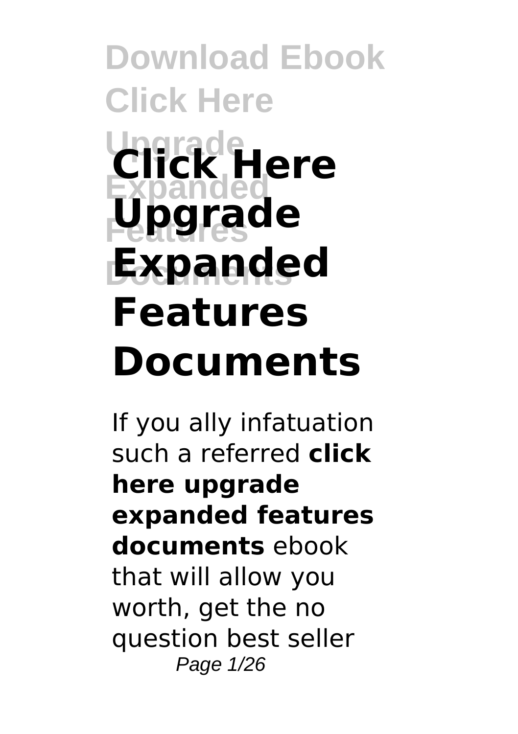# Click Here Upgrade Expanded Features Documents

If you ally infatuation such a referred **click here upgrade expanded features documents** ebook that will allow you worth, get the no question best seller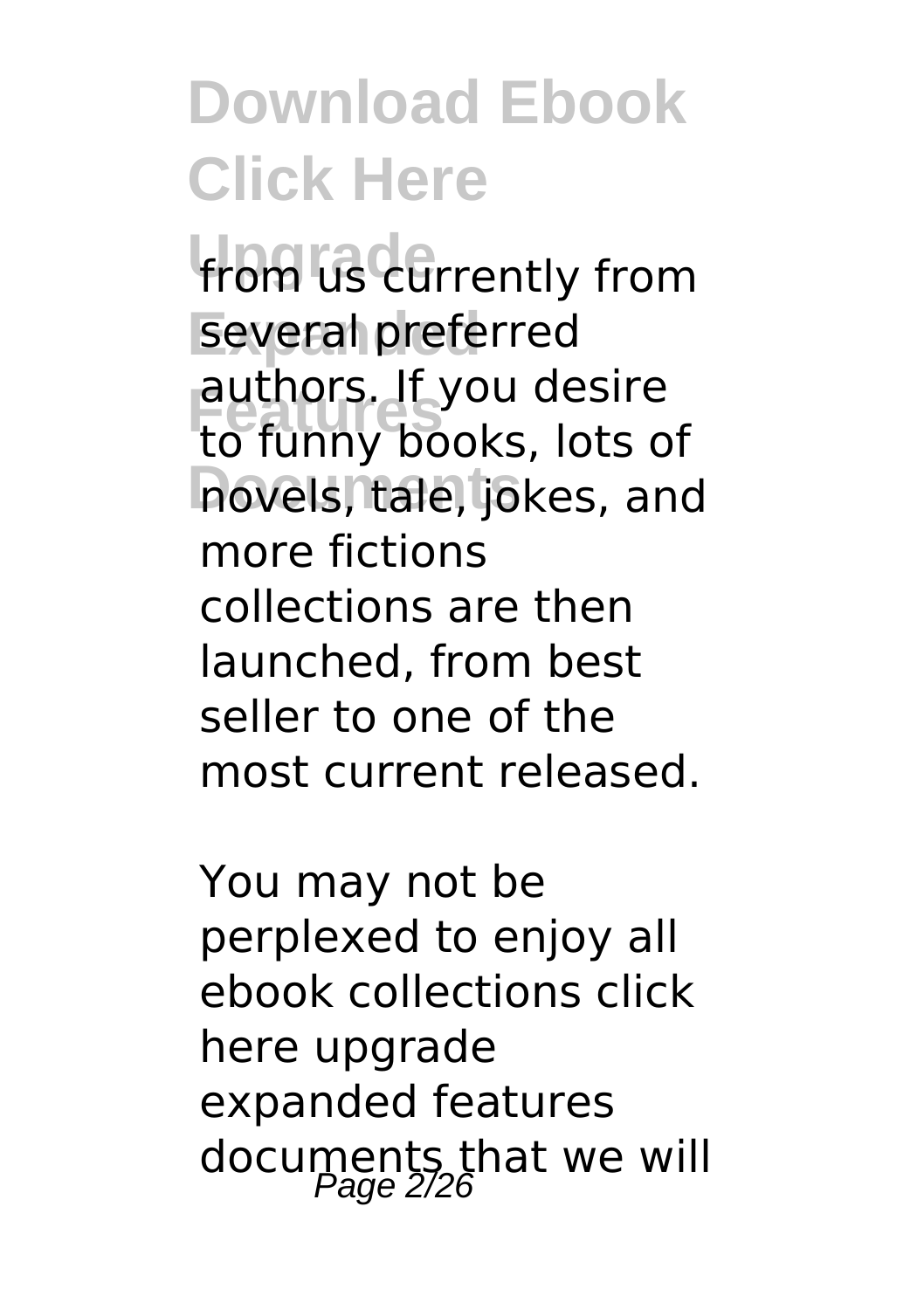from us currently from several preferred authors. If you desire to funny books, lots of novels, tale, jokes, and more fictions collections are then launched, from best seller to one of the most current released.

You may not be perplexed to enjoy all ebook collections click here upgrade expanded features documents that we will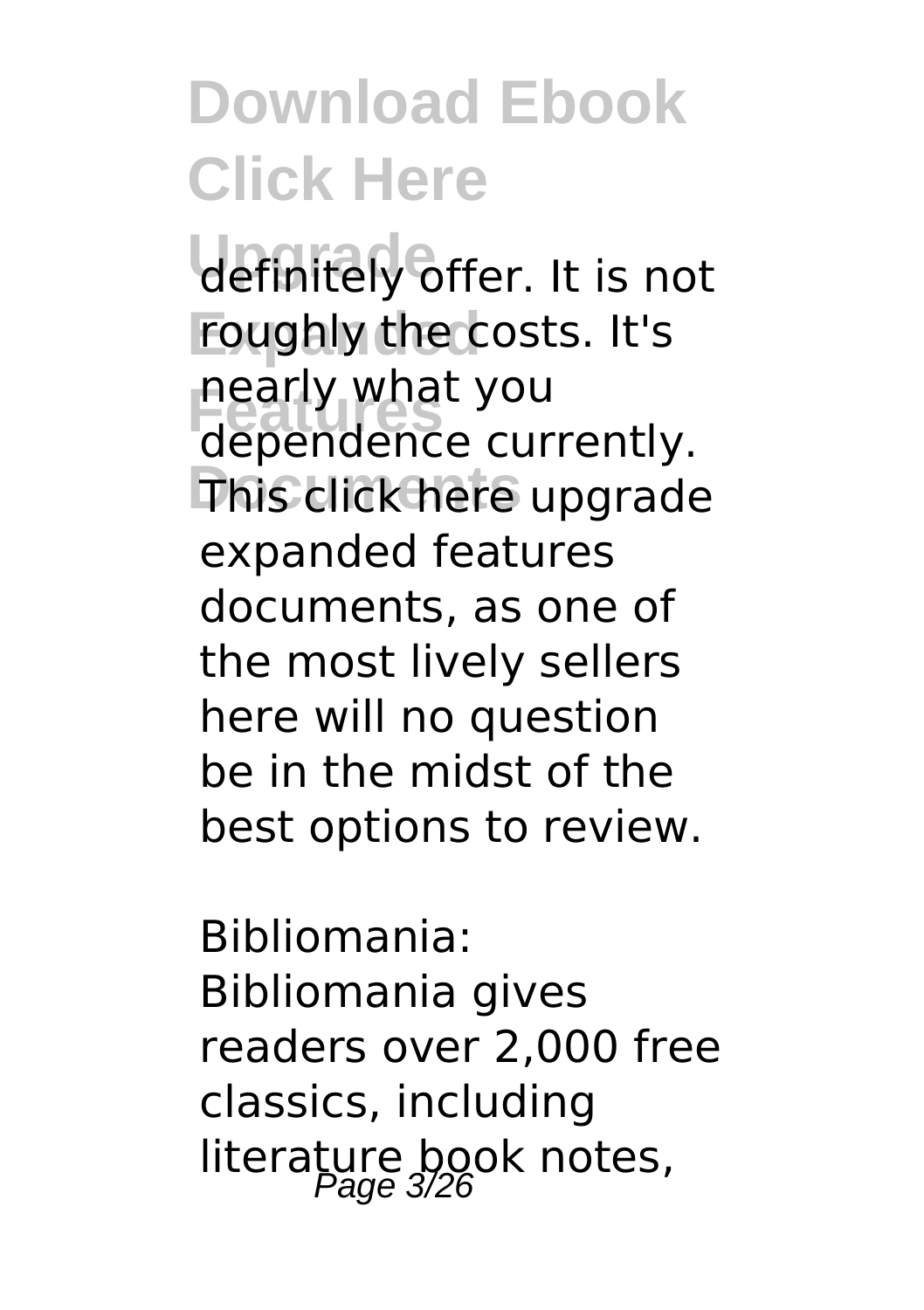definitely offer. It is not roughly the costs. It's nearly what you dependence currently. This click here upgrade expanded features documents, as one of the most lively sellers here will no question be in the midst of the best options to review.

Bibliomania: Bibliomania gives readers over 2,000 free classics, including literature book notes,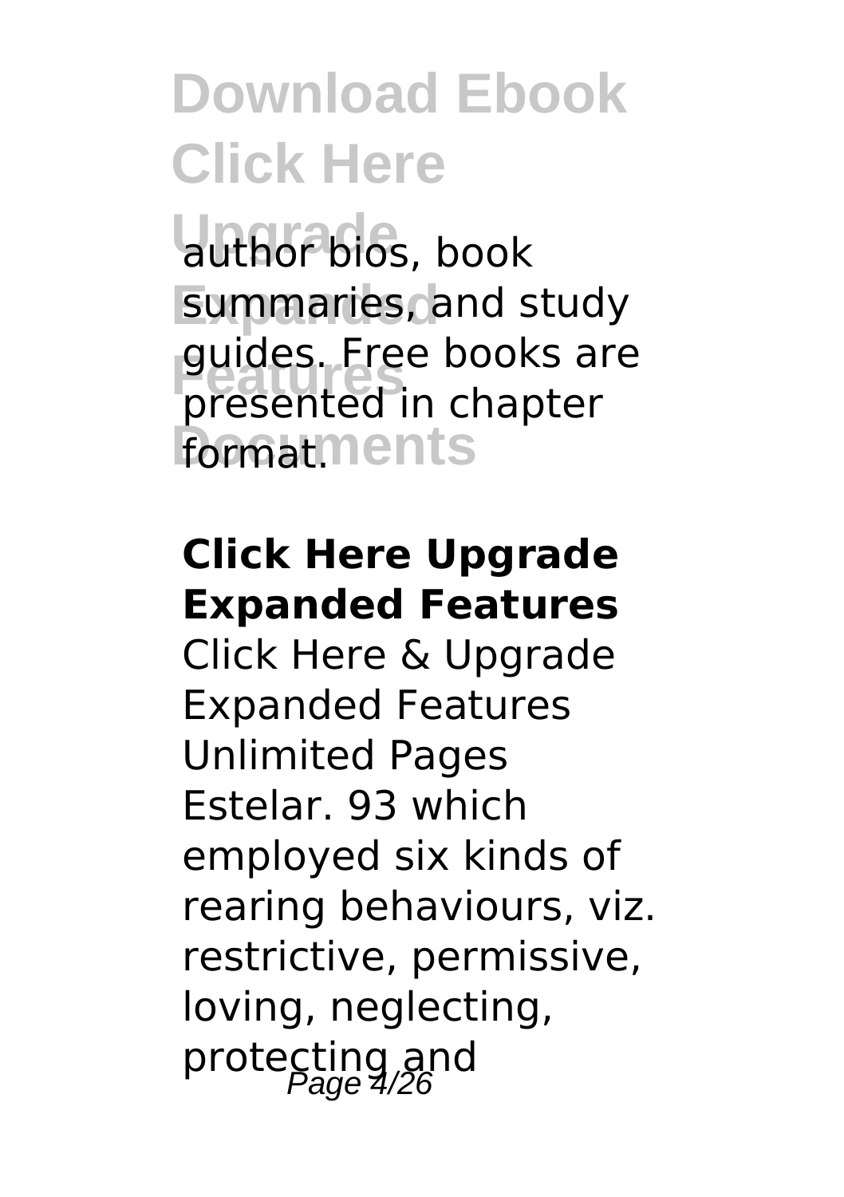author bios, book summaries, and study guides. Free books are presented in chapter format.

**Click Here Upgrade Expanded Features**

Click Here & Upgrade Expanded Features Unlimited Pages Estelar. 93 which employed six kinds of rearing behaviours, viz. restrictive, permissive, loving, neglecting, protecting and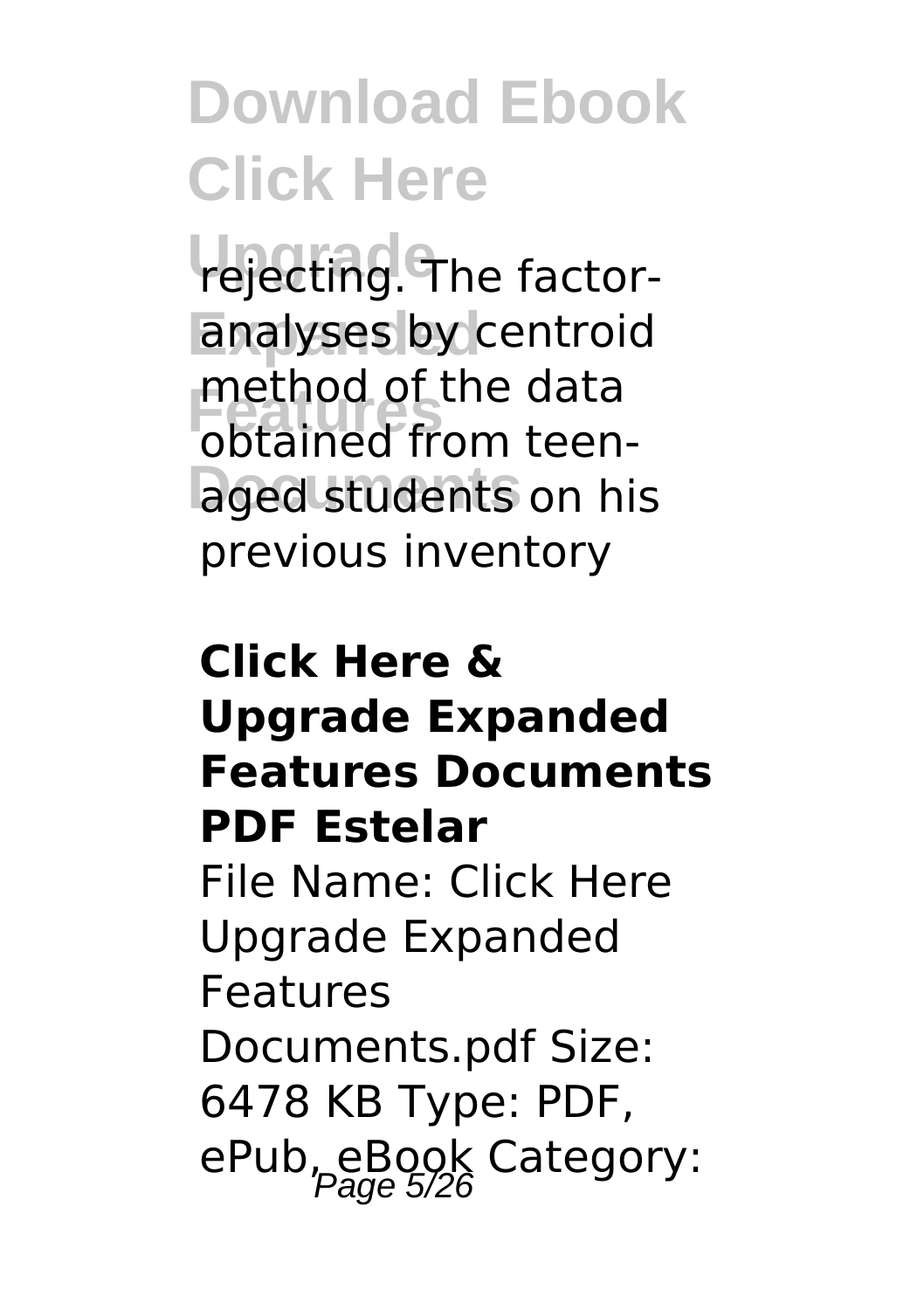rejecting. The factor-analyses by centroid method of the data obtained from teen-aged students on his previous inventory

**Click Here & Upgrade Expanded Features Documents PDF Estelar**

File Name: Click Here Upgrade Expanded Features Documents.pdf Size: 6478 KB Type: PDF, ePub, eBook Category: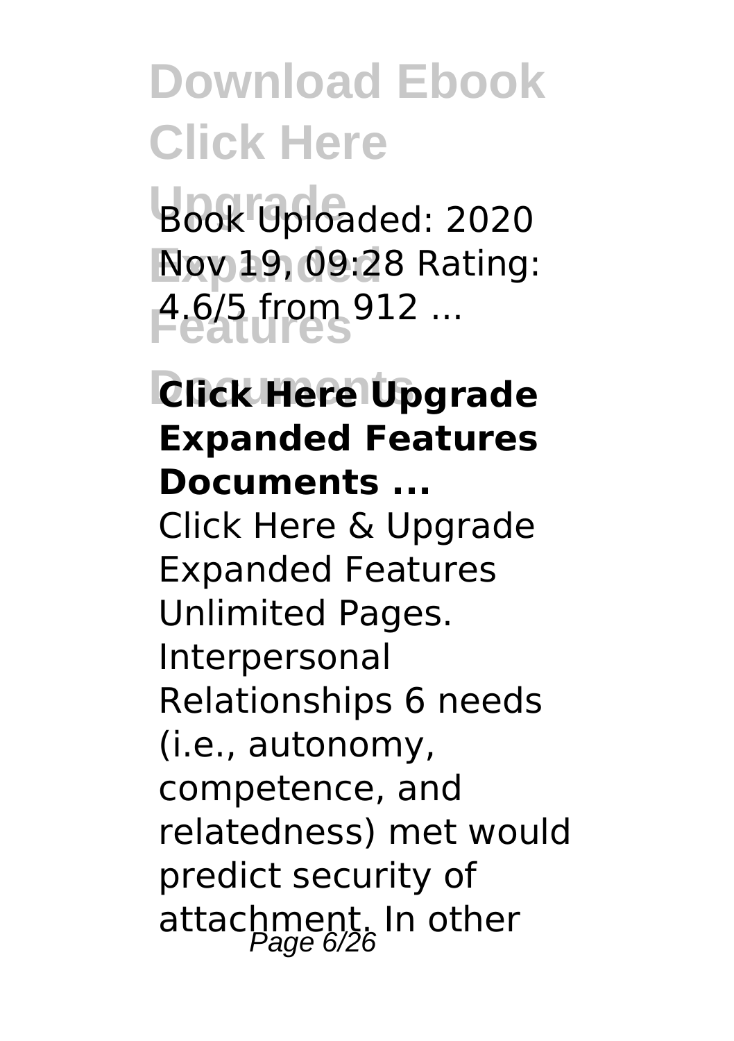# Download Ebook Click Here Upgrade Expanded Features Documents

Book Uploaded: 2020 Nov 19, 09:28 Rating: 4.6/5 from 912 ...

### Click Here Upgrade Expanded Features Documents ...

Click Here & Upgrade Expanded Features Unlimited Pages. Interpersonal Relationships 6 needs (i.e., autonomy, competence, and relatedness) met would predict security of attachment. In other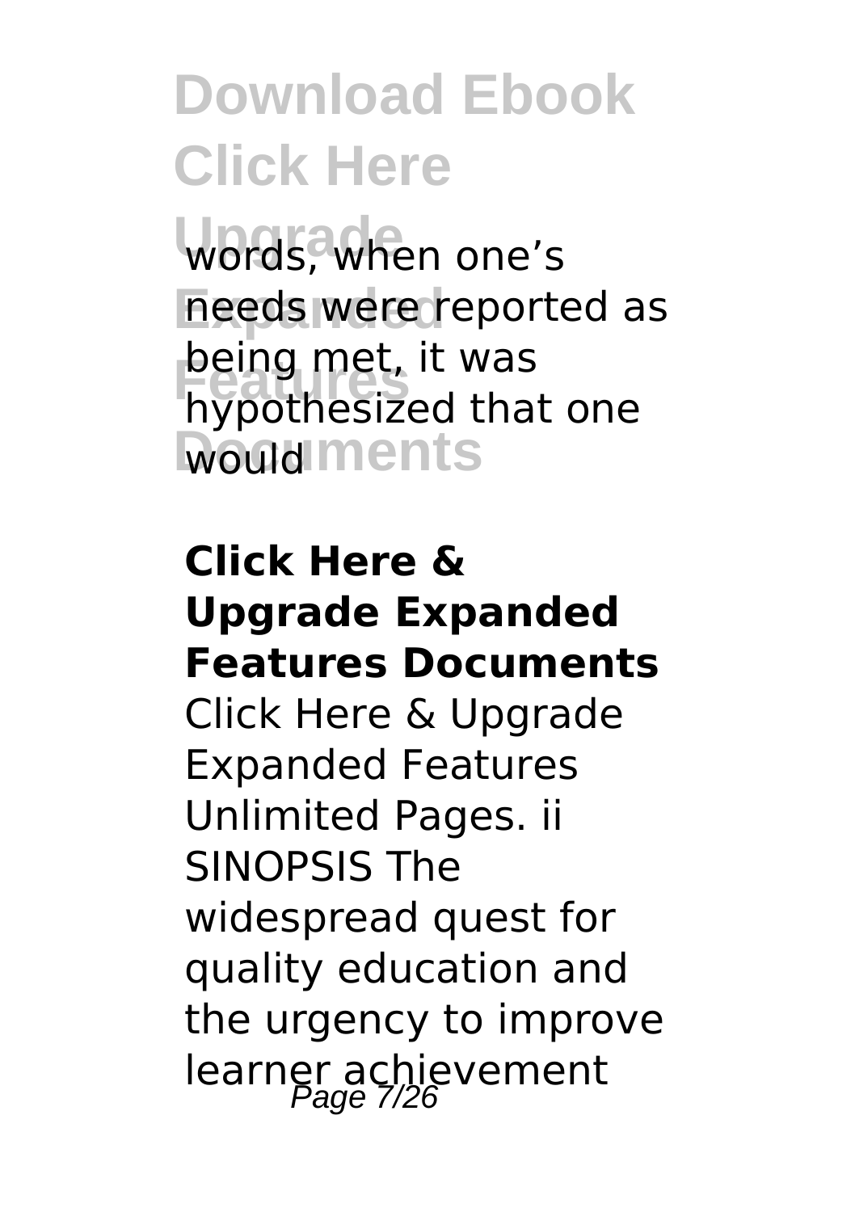words, when one's needs were reported as being met, it was hypothesized that one would

**Click Here & Upgrade Expanded Features Documents**

Click Here & Upgrade Expanded Features Unlimited Pages. ii SINOPSIS The widespread quest for quality education and the urgency to improve learner achievement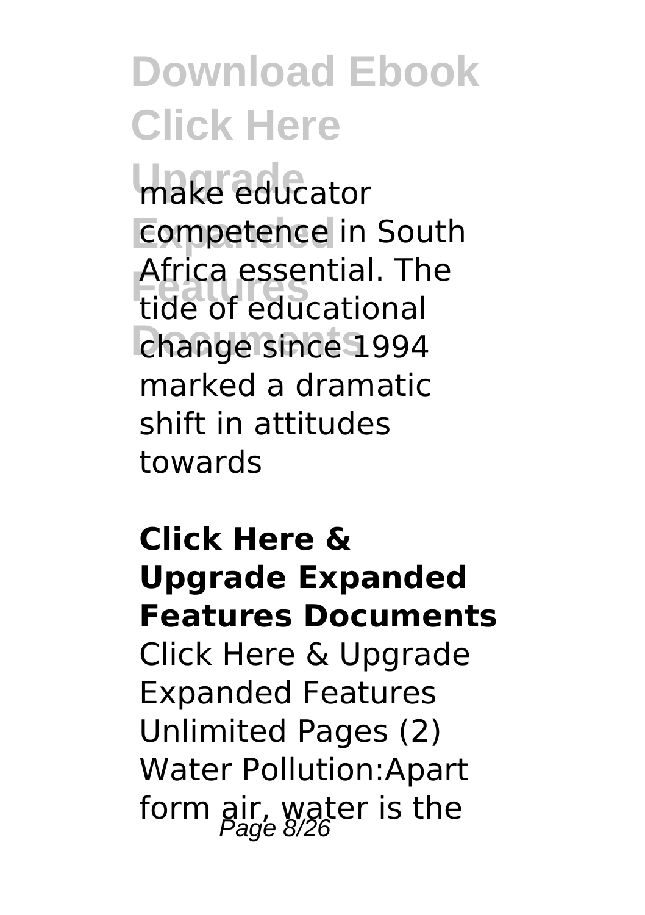make educator competence in South Africa essential. The tide of educational change since 1994 marked a dramatic shift in attitudes towards

**Click Here & Upgrade Expanded Features Documents**

Click Here & Upgrade Expanded Features Unlimited Pages (2) Water Pollution:Apart form air, water is the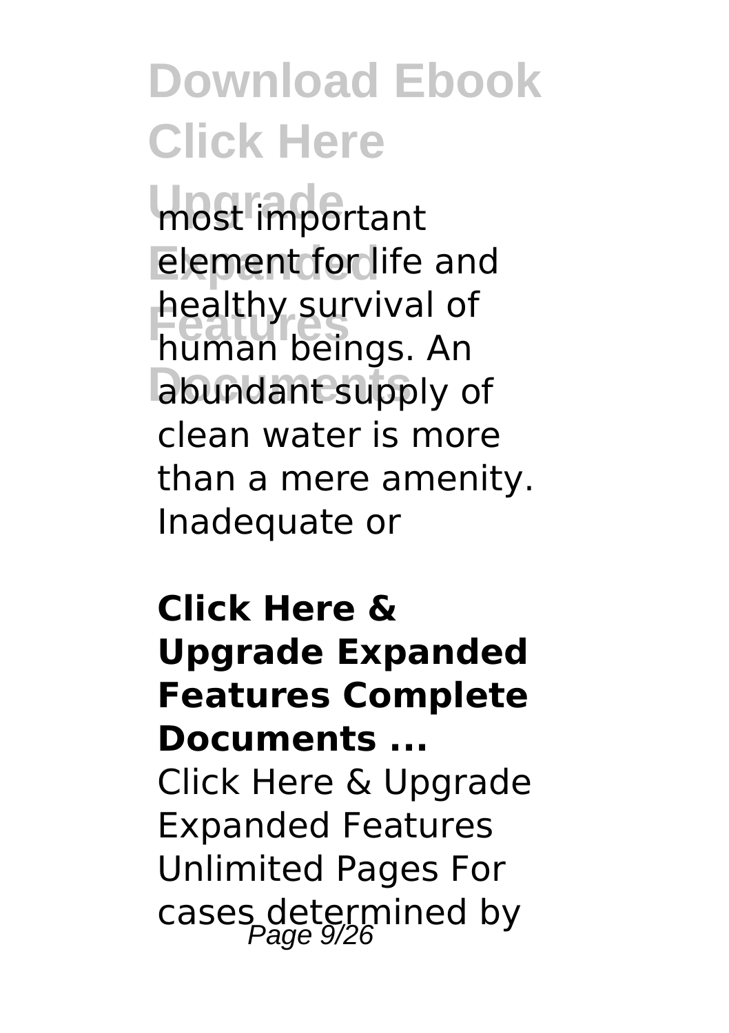most important element for life and healthy survival of human beings. An abundant supply of clean water is more than a mere amenity. Inadequate or

**Click Here & Upgrade Expanded Features Complete Documents ...**

Click Here & Upgrade Expanded Features Unlimited Pages For cases determined by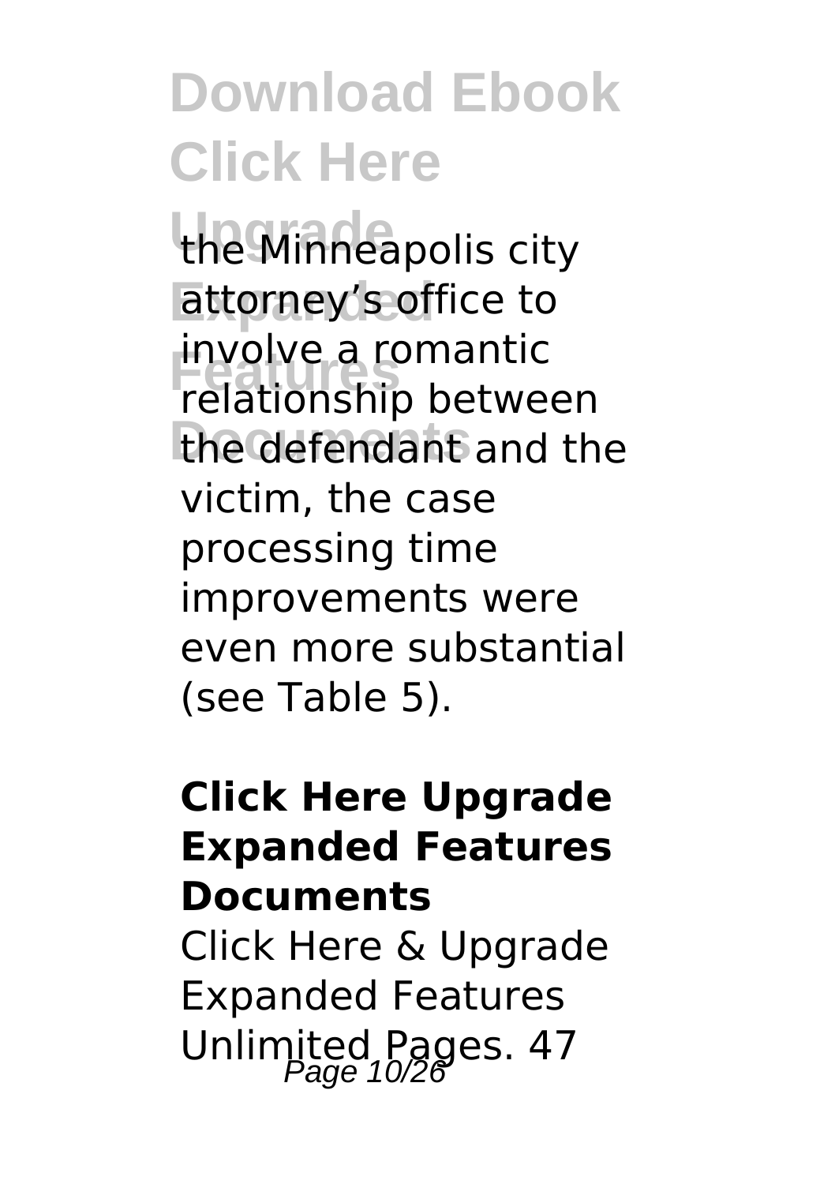the Minneapolis city attorney's office to involve a romantic relationship between the defendant and the victim, the case processing time improvements were even more substantial (see Table 5).

**Click Here Upgrade Expanded Features Documents**

Click Here & Upgrade Expanded Features Unlimited Pages. 47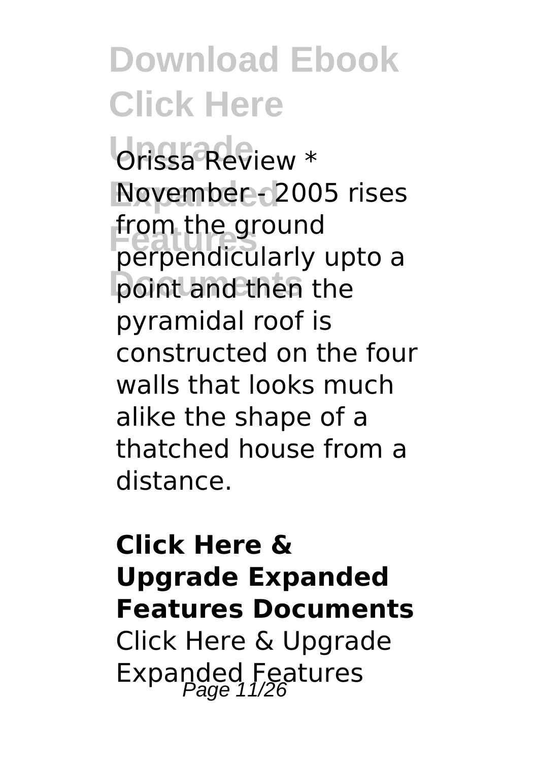Orissa Review * November - 2005 rises from the ground perpendicularly upto a point and then the pyramidal roof is constructed on the four walls that looks much alike the shape of a thatched house from a distance.

**Click Here & Upgrade Expanded Features Documents**

Click Here & Upgrade Expanded Features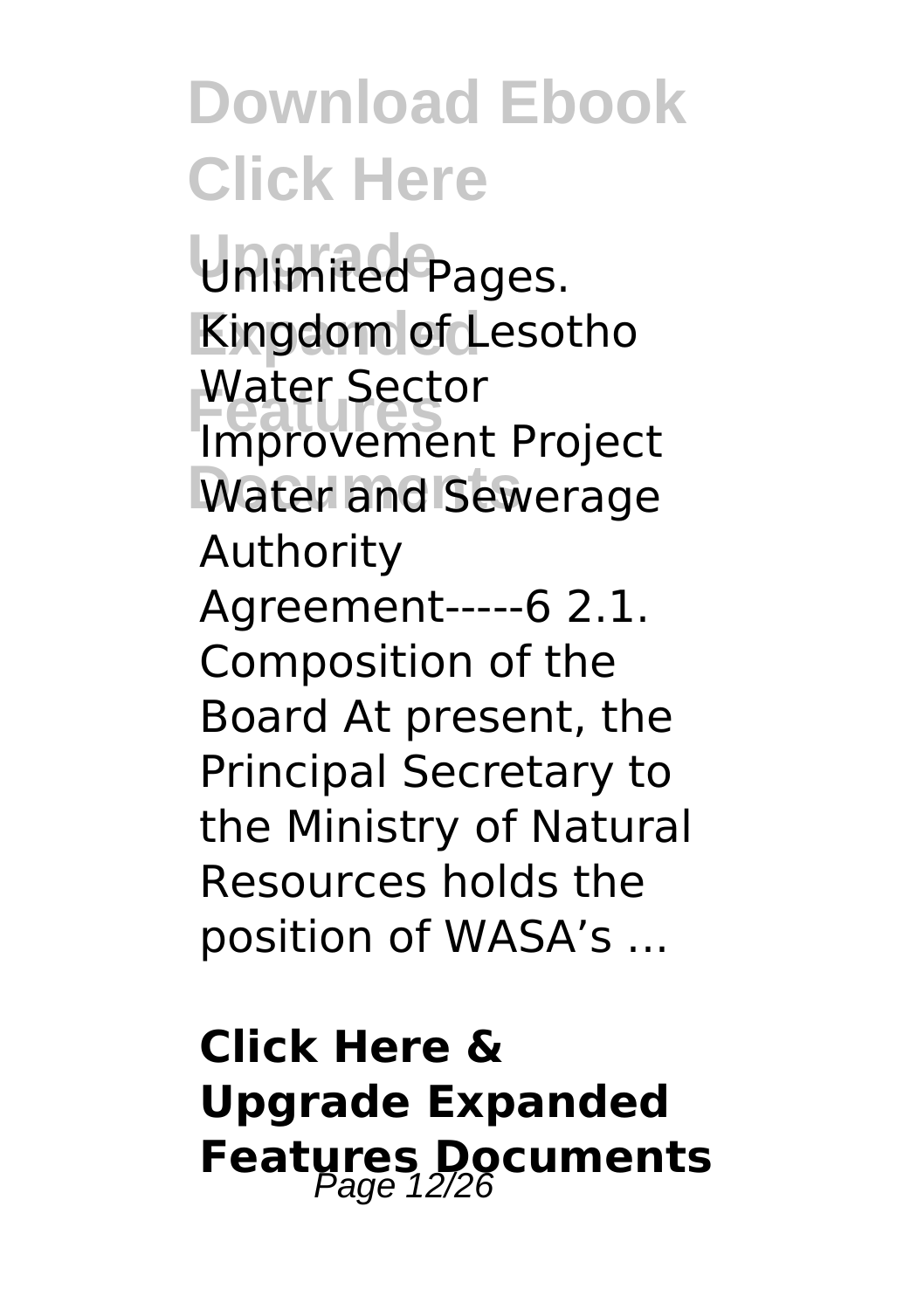Unlimited Pages. Kingdom of Lesotho Water Sector Improvement Project Water and Sewerage Authority Agreement-----6 2.1. Composition of the Board At present, the Principal Secretary to the Ministry of Natural Resources holds the position of WASA's ...

**Click Here & Upgrade Expanded Features Documents**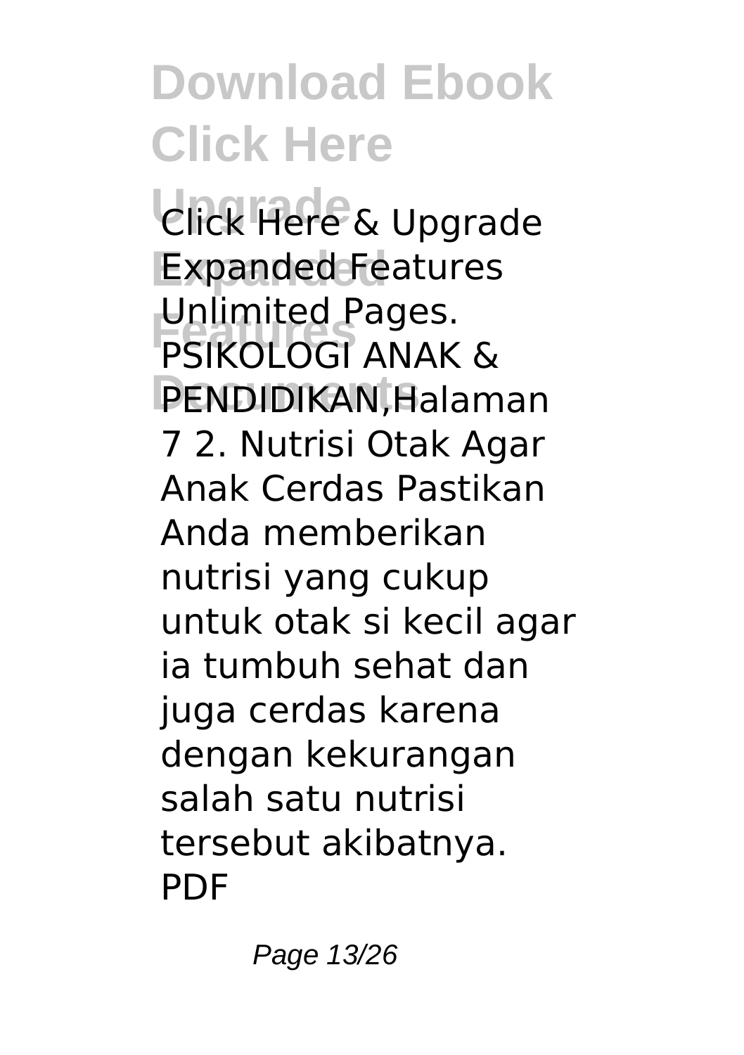# Download Ebook Click Here Upgrade Expanded Features Documents

Click Here & Upgrade Expanded Features Unlimited Pages. PSIKOLOGI ANAK & PENDIDIKAN,Halaman 7 2. Nutrisi Otak Agar Anak Cerdas Pastikan Anda memberikan nutrisi yang cukup untuk otak si kecil agar ia tumbuh sehat dan juga cerdas karena dengan kekurangan salah satu nutrisi tersebut akibatnya. PDF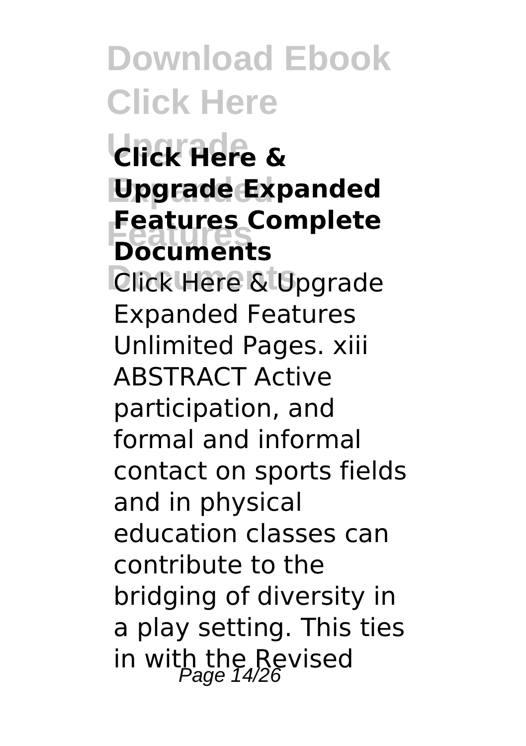**Click Here & Upgrade Expanded Features Complete Documents**

Click Here & Upgrade Expanded Features Unlimited Pages. xiii ABSTRACT Active participation, and formal and informal contact on sports fields and in physical education classes can contribute to the bridging of diversity in a play setting. This ties in with the Revised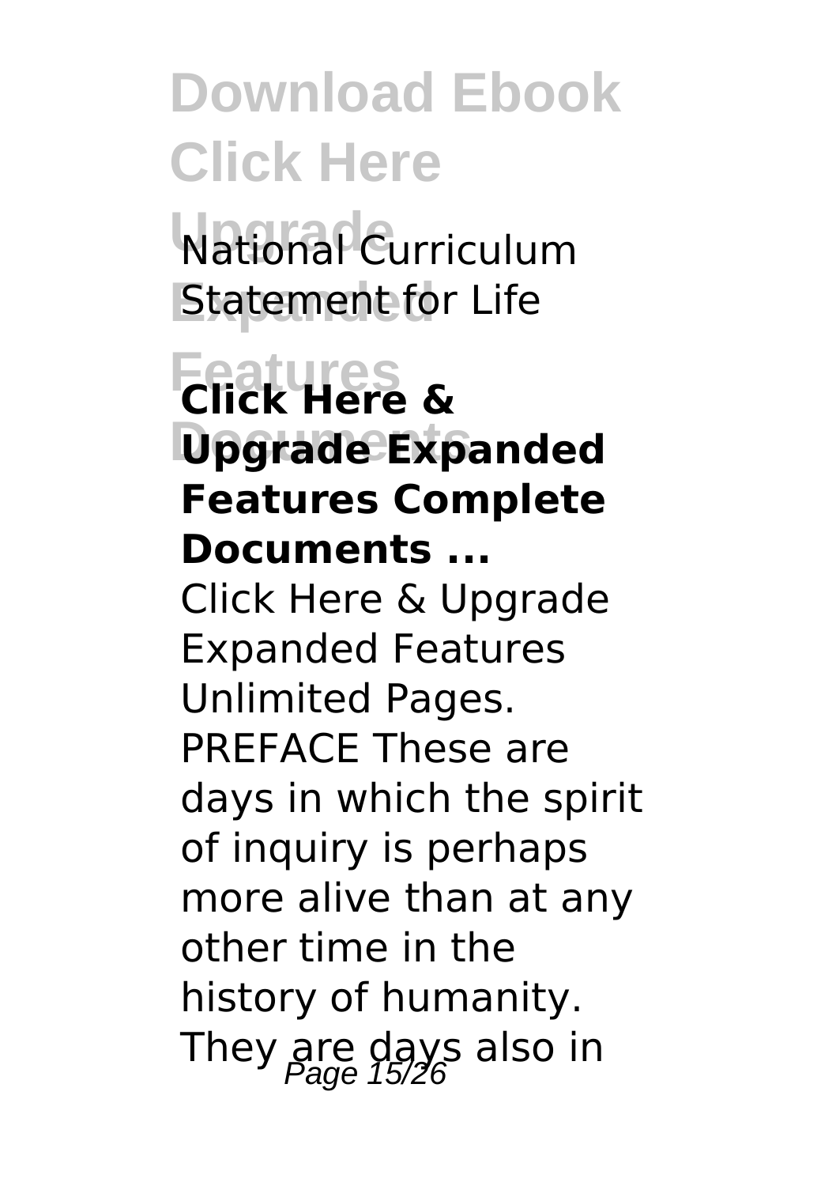National Curriculum Statement for Life

**Click Here & Upgrade Expanded Features Complete Documents ...**

Click Here & Upgrade Expanded Features Unlimited Pages. PREFACE These are days in which the spirit of inquiry is perhaps more alive than at any other time in the history of humanity. They are days also in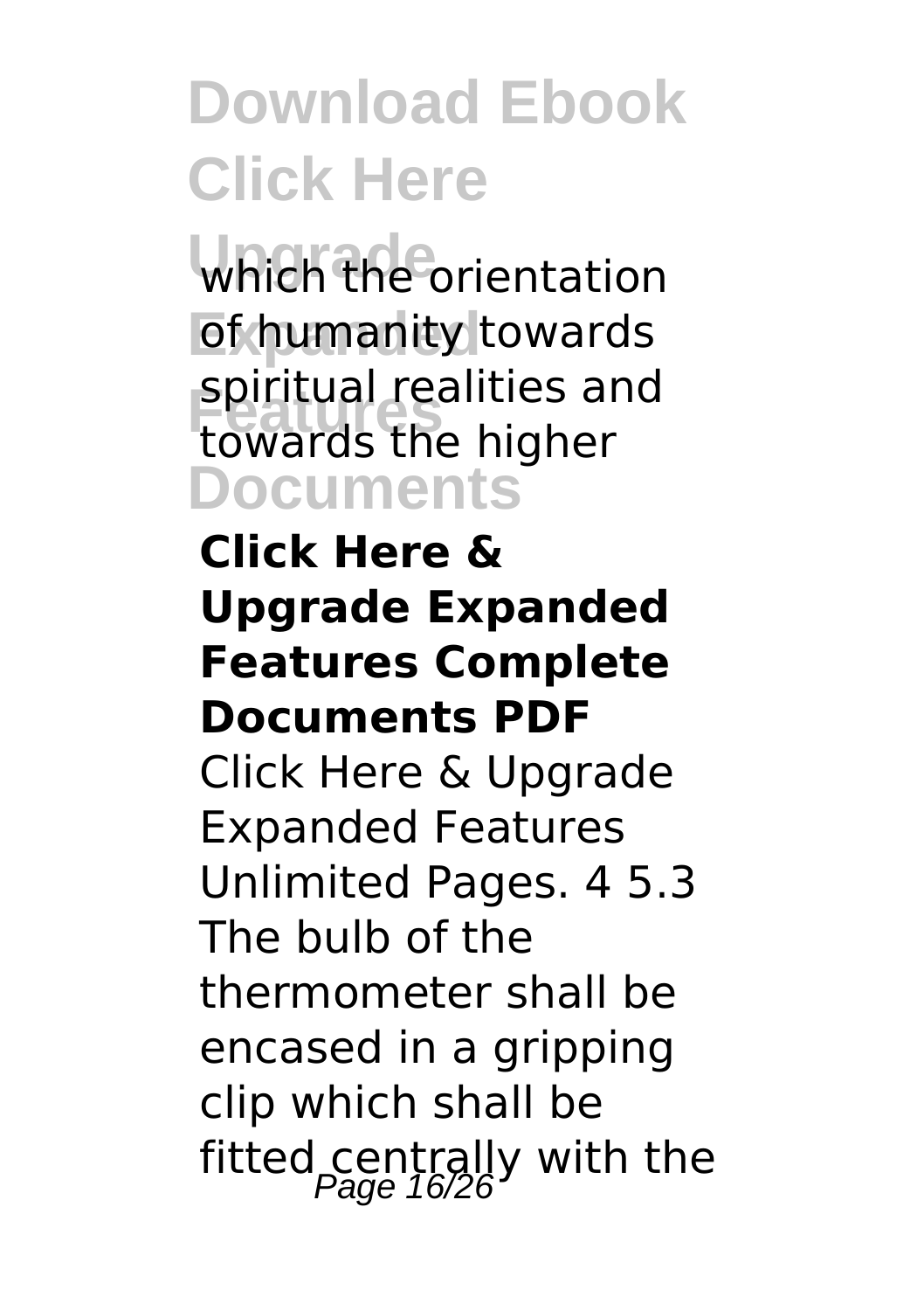which the orientation of humanity towards spiritual realities and towards the higher

**Click Here & Upgrade Expanded Features Complete Documents PDF**

Click Here & Upgrade Expanded Features Unlimited Pages. 4 5.3 The bulb of the thermometer shall be encased in a gripping clip which shall be fitted centrally with the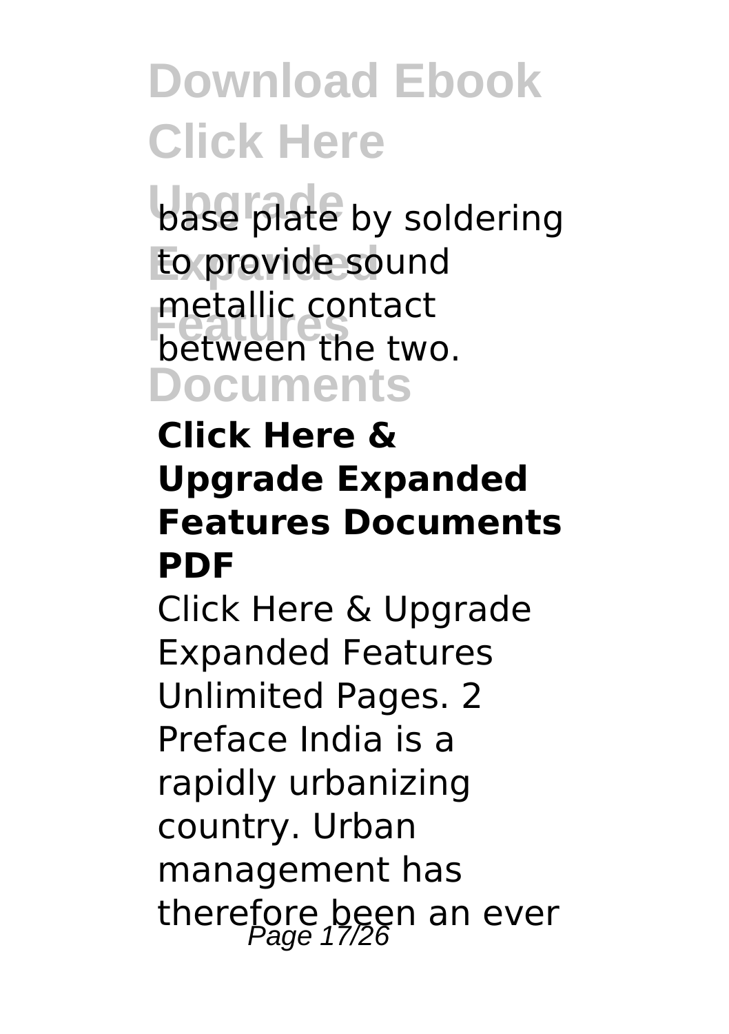base plate by soldering to provide sound metallic contact between the two.

**Click Here & Upgrade Expanded Features Documents PDF**

Click Here & Upgrade Expanded Features Unlimited Pages. 2 Preface India is a rapidly urbanizing country. Urban management has therefore been an ever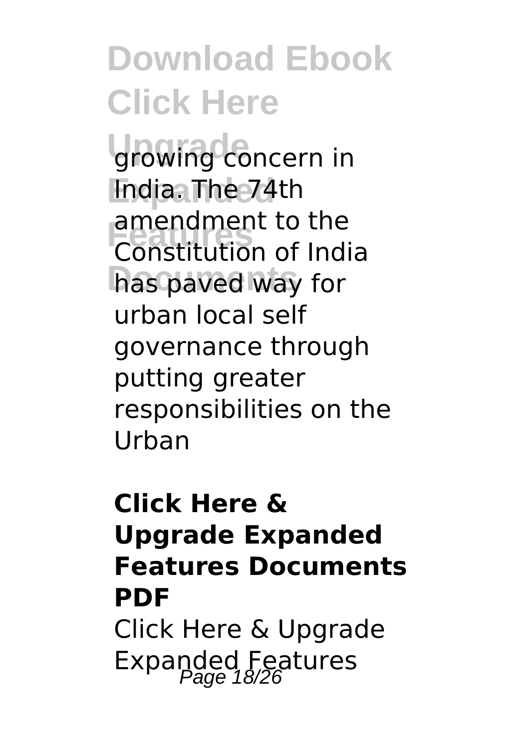growing concern in India. The 74th amendment to the Constitution of India has paved way for urban local self governance through putting greater responsibilities on the Urban

**Click Here & Upgrade Expanded Features Documents PDF**

Click Here & Upgrade Expanded Features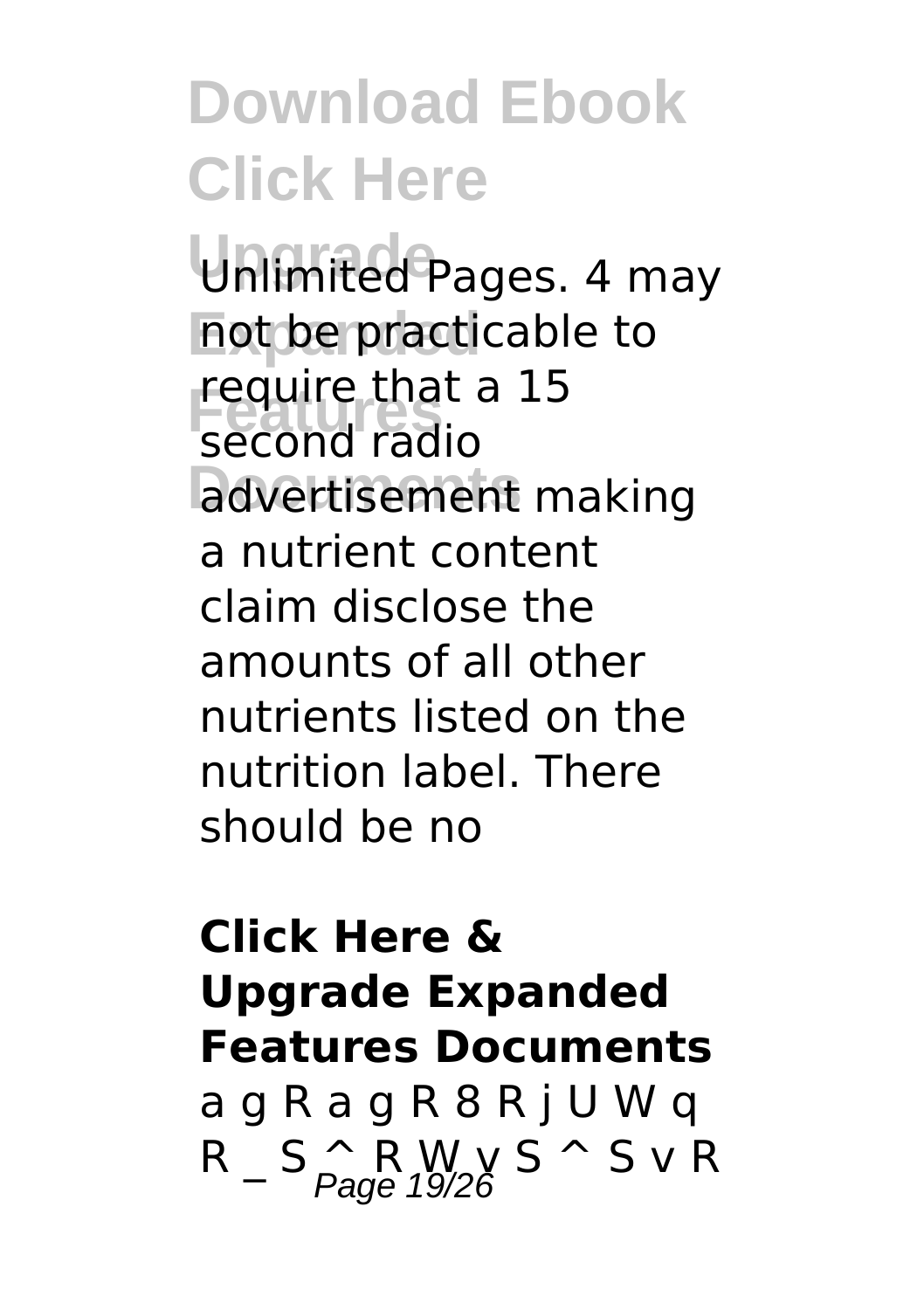## Download Ebook Click Here Upgrade Expanded Features Documents

Unlimited Pages. 4 may not be practicable to require that a 15 second radio advertisement making a nutrient content claim disclose the amounts of all other nutrients listed on the nutrition label. There should be no

**Click Here & Upgrade Expanded Features Documents**

a g R a g R 8 R j U W q R _ S ^ R W v S ^ S v R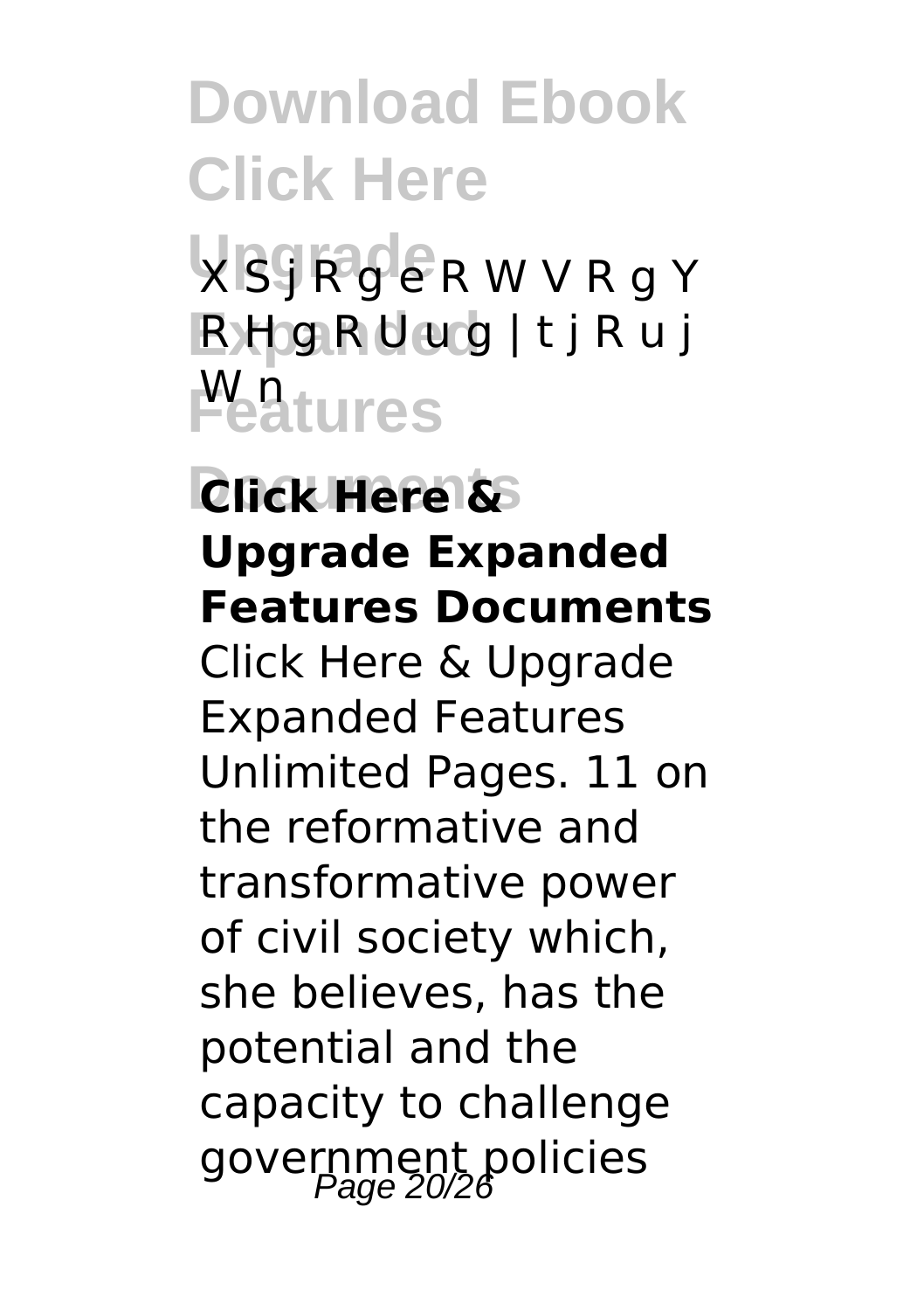# Download Ebook Click Here Upgrade Expanded Features Documents

X S j R g e R W V R g Y R H g R U u g | t j R u j W n

**Click Here & Upgrade Expanded Features Documents**

Click Here & Upgrade Expanded Features Unlimited Pages. 11 on the reformative and transformative power of civil society which, she believes, has the potential and the capacity to challenge government policies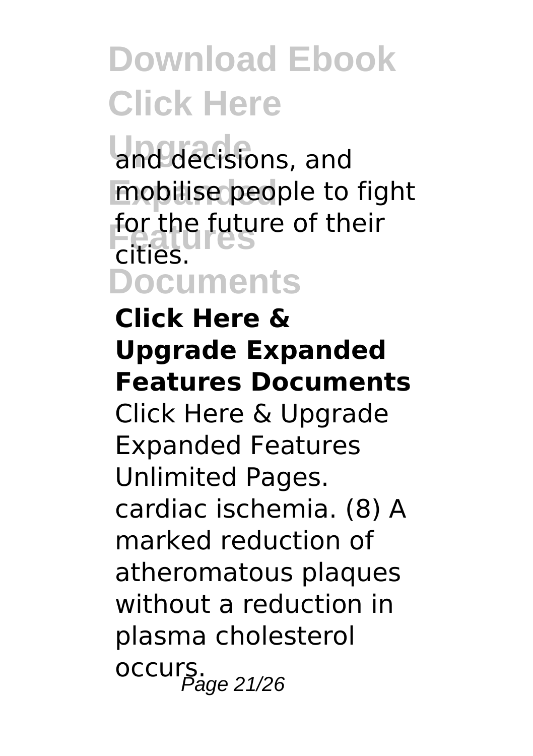# Download Ebook Click Here Upgrade Expanded Features Documents

and decisions, and mobilise people to fight for the future of their cities.

**Click Here & Upgrade Expanded Features Documents**

Click Here & Upgrade Expanded Features Unlimited Pages. cardiac ischemia. (8) A marked reduction of atheromatous plaques without a reduction in plasma cholesterol occurs.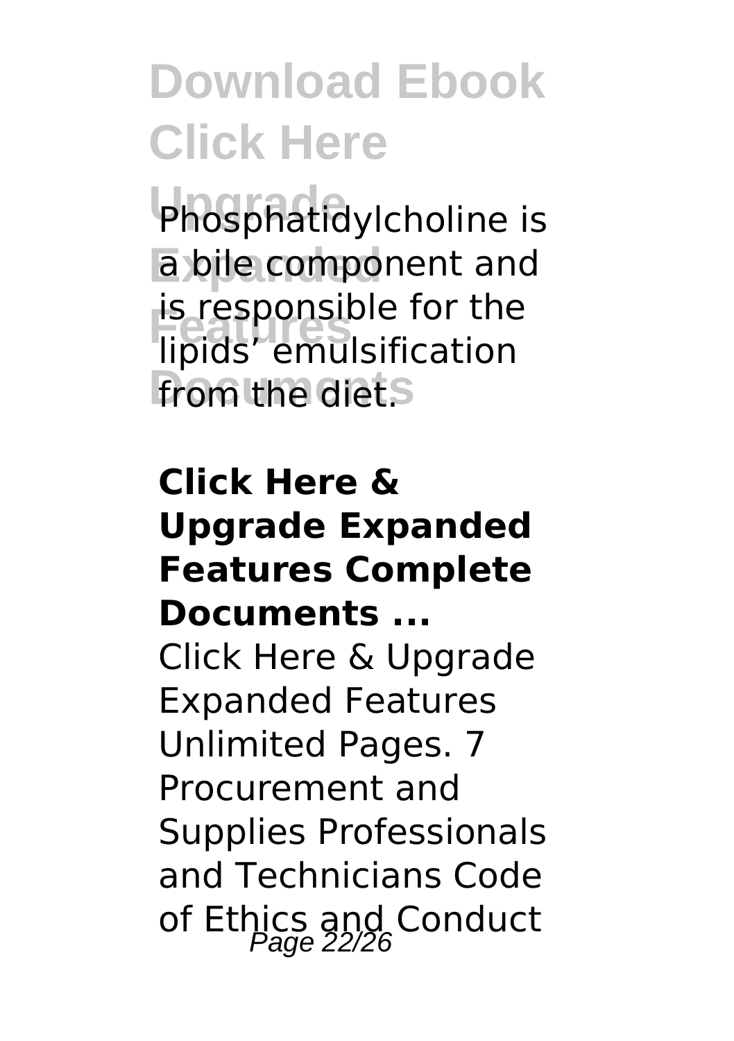Phosphatidylcholine is a bile component and is responsible for the lipids' emulsification from the diet.

**Click Here & Upgrade Expanded Features Complete Documents ...**

Click Here & Upgrade Expanded Features Unlimited Pages. 7 Procurement and Supplies Professionals and Technicians Code of Ethics and Conduct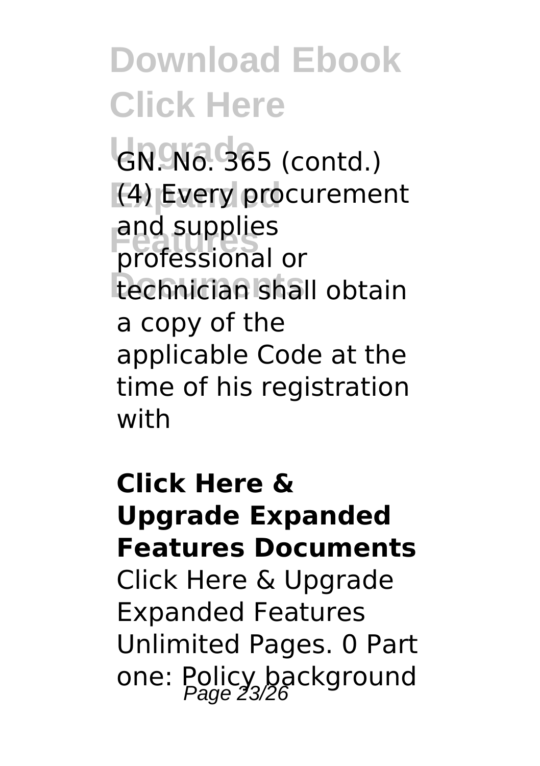GN. No. 365 (contd.)
(4) Every procurement and supplies professional or technician shall obtain a copy of the applicable Code at the time of his registration with

**Click Here & Upgrade Expanded Features Documents**

Click Here & Upgrade Expanded Features Unlimited Pages. 0 Part one: Policy background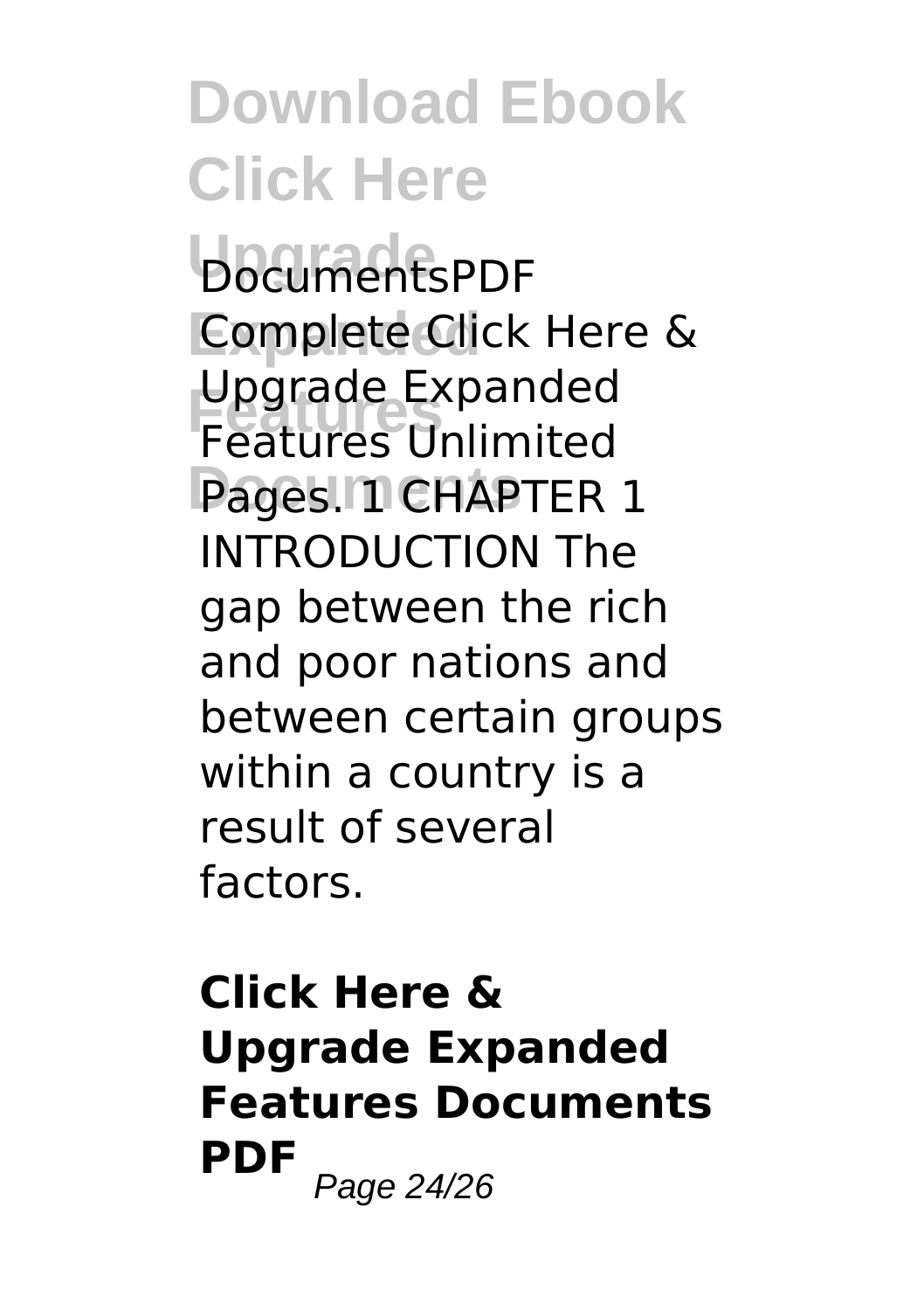DocumentsPDF Complete Click Here & Upgrade Expanded Features Unlimited Pages. 1 CHAPTER 1 INTRODUCTION The gap between the rich and poor nations and between certain groups within a country is a result of several factors.

## Click Here & Upgrade Expanded Features Documents PDF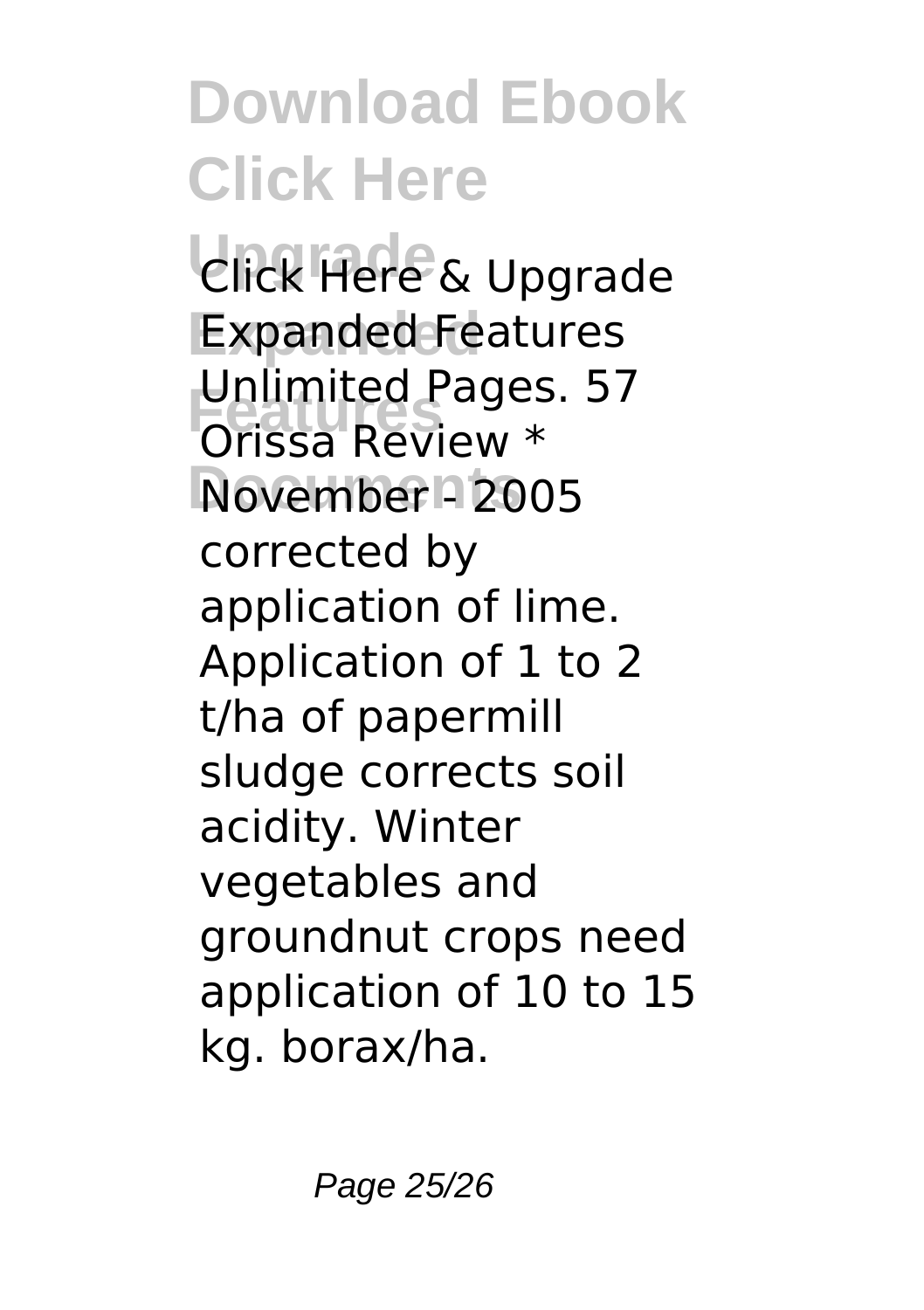Click Here & Upgrade Expanded Features Unlimited Pages. 57 Orissa Review * November - 2005 corrected by application of lime. Application of 1 to 2 t/ha of papermill sludge corrects soil acidity. Winter vegetables and groundnut crops need application of 10 to 15 kg. borax/ha.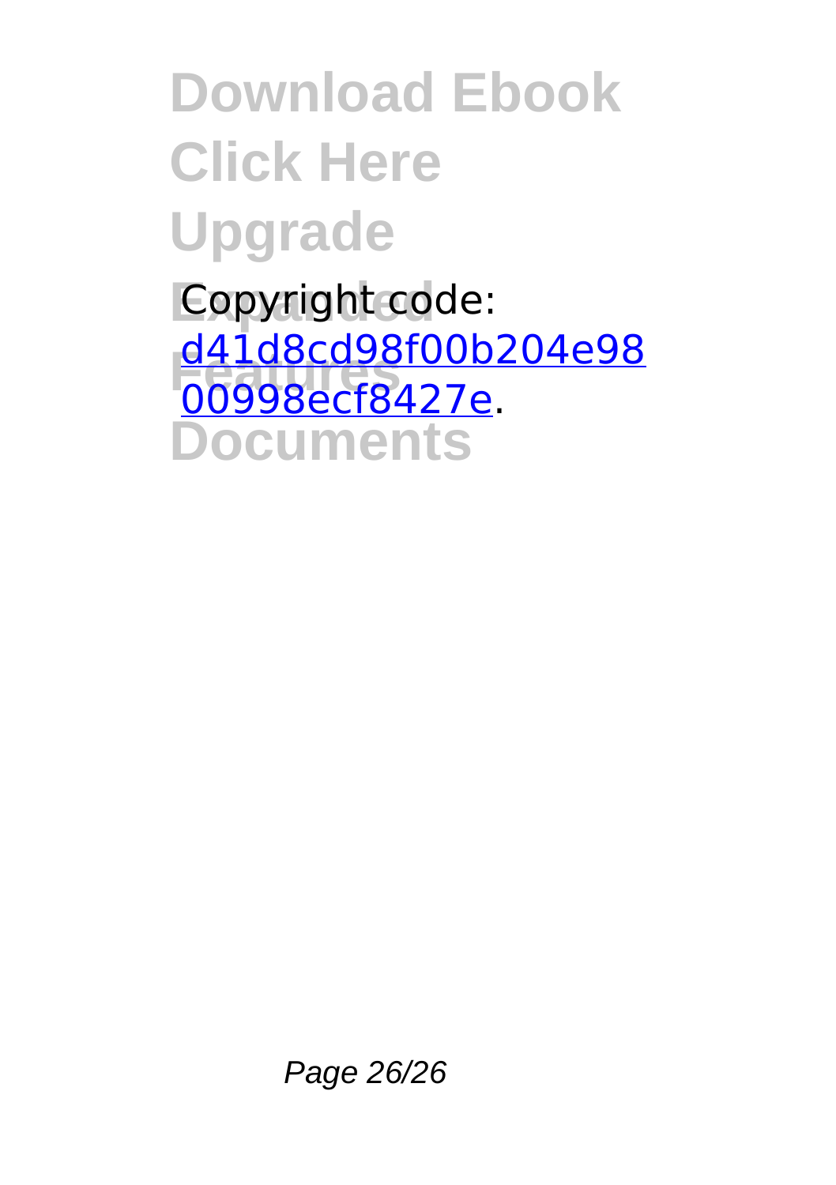# Download Ebook Click Here Upgrade Expanded Features Documents

Copyright code: d41d8cd98f00b204e9800998ecf8427e.